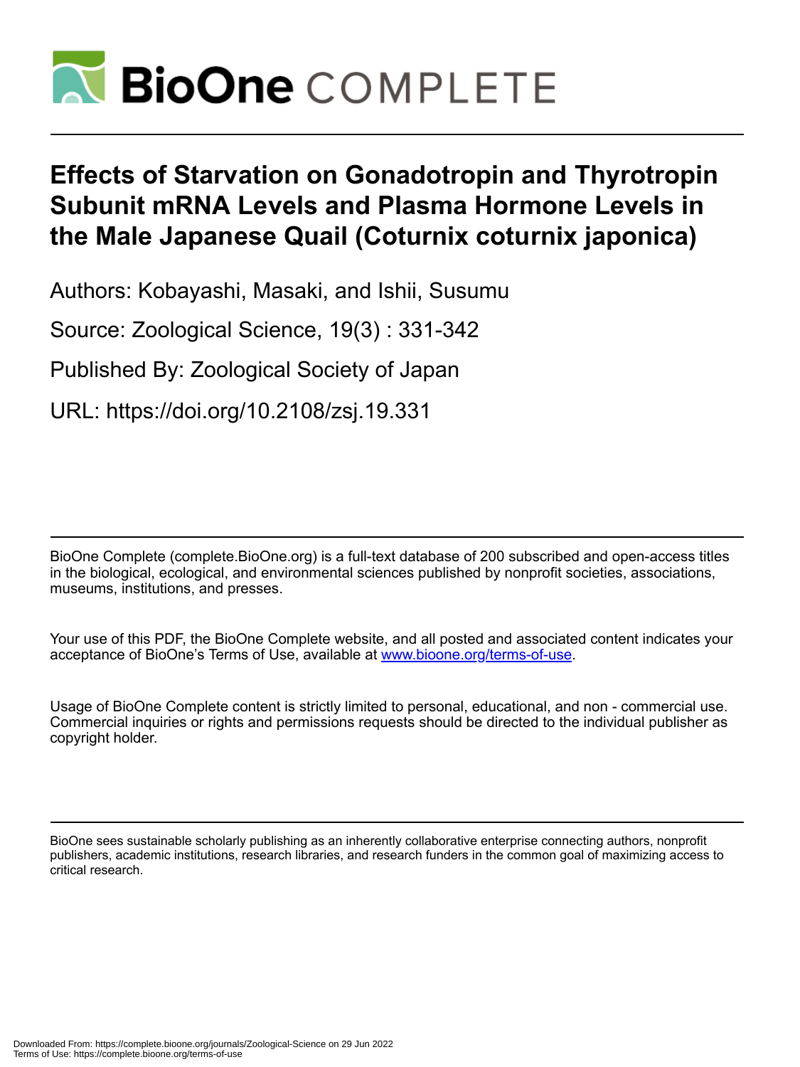# Effects of Starvation on Gonadotropin and Thyrotropin Subunit mRNA Levels and Plasma Hormone Levels in the Male Japanese Quail (Coturnix coturnix japonica)

Authors: Kobayashi, Masaki, and Ishii, Susumu

Source: Zoological Science, 19(3) : 331-342

Published By: Zoological Society of Japan

URL: https://doi.org/10.2108/zsj.19.331

BioOne Complete (complete.BioOne.org) is a full-text database of 200 subscribed and open-access titles in the biological, ecological, and environmental sciences published by nonprofit societies, associations, museums, institutions, and presses.

Your use of this PDF, the BioOne Complete website, and all posted and associated content indicates your acceptance of BioOne's Terms of Use, available at www.bioone.org/terms-of-use.

Usage of BioOne Complete content is strictly limited to personal, educational, and non - commercial use. Commercial inquiries or rights and permissions requests should be directed to the individual publisher as copyright holder.

BioOne sees sustainable scholarly publishing as an inherently collaborative enterprise connecting authors, nonprofit publishers, academic institutions, research libraries, and research funders in the common goal of maximizing access to critical research.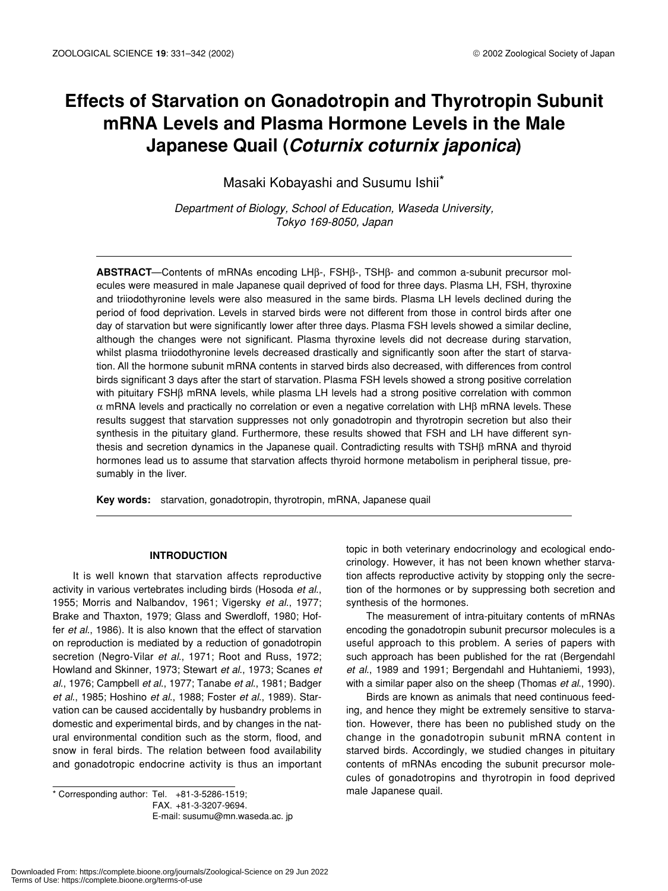# Effects of Starvation on Gonadotropin and Thyrotropin Subunit mRNA Levels and Plasma Hormone Levels in the Male Japanese Quail (*Coturnix coturnix japonica*)

Masaki Kobayashi and Susumu Ishii*

*Department of Biology, School of Education, Waseda University, Tokyo 169-8050, Japan*

**ABSTRACT**—Contents of mRNAs encoding LHβ-, FSHβ-, TSHβ- and common a-subunit precursor molecules were measured in male Japanese quail deprived of food for three days. Plasma LH, FSH, thyroxine and triiodothyronine levels were also measured in the same birds. Plasma LH levels declined during the period of food deprivation. Levels in starved birds were not different from those in control birds after one day of starvation but were significantly lower after three days. Plasma FSH levels showed a similar decline, although the changes were not significant. Plasma thyroxine levels did not decrease during starvation, whilst plasma triiodothyronine levels decreased drastically and significantly soon after the start of starvation. All the hormone subunit mRNA contents in starved birds also decreased, with differences from control birds significant 3 days after the start of starvation. Plasma FSH levels showed a strong positive correlation with pituitary FSHβ mRNA levels, while plasma LH levels had a strong positive correlation with common α mRNA levels and practically no correlation or even a negative correlation with LHβ mRNA levels. These results suggest that starvation suppresses not only gonadotropin and thyrotropin secretion but also their synthesis in the pituitary gland. Furthermore, these results showed that FSH and LH have different synthesis and secretion dynamics in the Japanese quail. Contradicting results with TSHβ mRNA and thyroid hormones lead us to assume that starvation affects thyroid hormone metabolism in peripheral tissue, presumably in the liver.

**Key words:** starvation, gonadotropin, thyrotropin, mRNA, Japanese quail

## INTRODUCTION

It is well known that starvation affects reproductive activity in various vertebrates including birds (Hosoda *et al*., 1955; Morris and Nalbandov, 1961; Vigersky *et al*., 1977; Brake and Thaxton, 1979; Glass and Swerdloff, 1980; Hoffer *et al*., 1986). It is also known that the effect of starvation on reproduction is mediated by a reduction of gonadotropin secretion (Negro-Vilar *et al*., 1971; Root and Russ, 1972; Howland and Skinner, 1973; Stewart *et al*., 1973; Scanes *et al*., 1976; Campbell *et al*., 1977; Tanabe *et al*., 1981; Badger *et al*., 1985; Hoshino *et al*., 1988; Foster *et al*., 1989). Starvation can be caused accidentally by husbandry problems in domestic and experimental birds, and by changes in the natural environmental condition such as the storm, flood, and snow in feral birds. The relation between food availability and gonadotropic endocrine activity is thus an important topic in both veterinary endocrinology and ecological endocrinology. However, it has not been known whether starvation affects reproductive activity by stopping only the secretion of the hormones or by suppressing both secretion and synthesis of the hormones.

The measurement of intra-pituitary contents of mRNAs encoding the gonadotropin subunit precursor molecules is a useful approach to this problem. A series of papers with such approach has been published for the rat (Bergendahl *et al*., 1989 and 1991; Bergendahl and Huhtaniemi, 1993), with a similar paper also on the sheep (Thomas *et al*., 1990).

Birds are known as animals that need continuous feeding, and hence they might be extremely sensitive to starvation. However, there has been no published study on the change in the gonadotropin subunit mRNA content in starved birds. Accordingly, we studied changes in pituitary contents of mRNAs encoding the subunit precursor molecules of gonadotropins and thyrotropin in food deprived male Japanese quail.

\* Corresponding author: Tel. +81-3-5286-1519;
FAX. +81-3-3207-9694.
E-mail: susumu@mn.waseda.ac. jp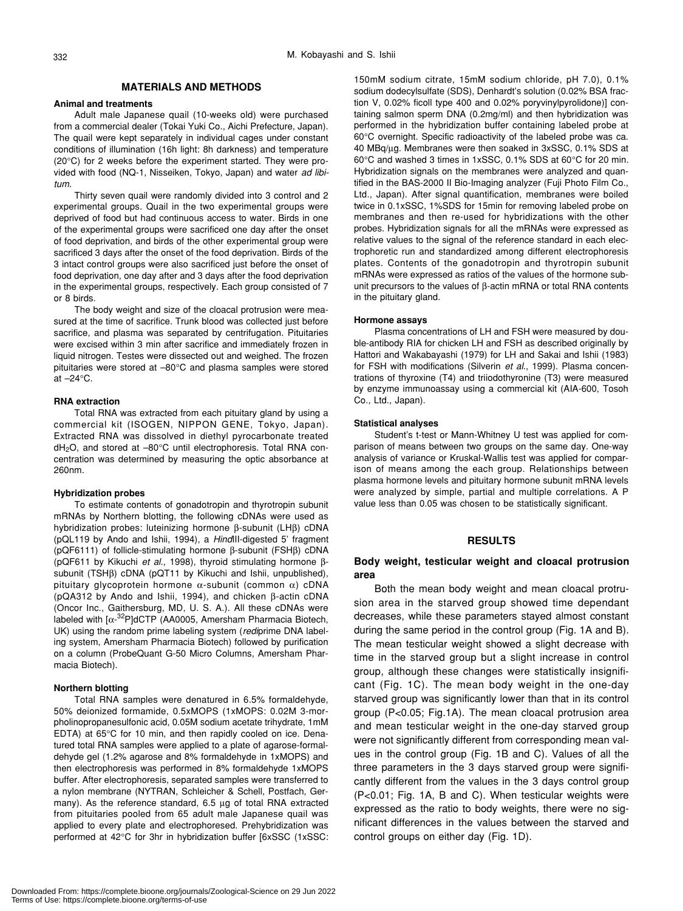## MATERIALS AND METHODS

### Animal and treatments

Adult male Japanese quail (10-weeks old) were purchased from a commercial dealer (Tokai Yuki Co., Aichi Prefecture, Japan). The quail were kept separately in individual cages under constant conditions of illumination (16h light: 8h darkness) and temperature (20°C) for 2 weeks before the experiment started. They were provided with food (NQ-1, Nisseiken, Tokyo, Japan) and water *ad libitum*.

Thirty seven quail were randomly divided into 3 control and 2 experimental groups. Quail in the two experimental groups were deprived of food but had continuous access to water. Birds in one of the experimental groups were sacrificed one day after the onset of food deprivation, and birds of the other experimental group were sacrificed 3 days after the onset of the food deprivation. Birds of the 3 intact control groups were also sacrificed just before the onset of food deprivation, one day after and 3 days after the food deprivation in the experimental groups, respectively. Each group consisted of 7 or 8 birds.

The body weight and size of the cloacal protrusion were measured at the time of sacrifice. Trunk blood was collected just before sacrifice, and plasma was separated by centrifugation. Pituitaries were excised within 3 min after sacrifice and immediately frozen in liquid nitrogen. Testes were dissected out and weighed. The frozen pituitaries were stored at –80°C and plasma samples were stored at –24°C.

### RNA extraction

Total RNA was extracted from each pituitary gland by using a commercial kit (ISOGEN, NIPPON GENE, Tokyo, Japan). Extracted RNA was dissolved in diethyl pyrocarbonate treated $dH_2O$, and stored at –80°C until electrophoresis. Total RNA concentration was determined by measuring the optic absorbance at 260nm.

### Hybridization probes

To estimate contents of gonadotropin and thyrotropin subunit mRNAs by Northern blotting, the following cDNAs were used as hybridization probes: luteinizing hormone β-subunit (LHβ) cDNA (pQL119 by Ando and Ishii, 1994), a *Hind*III-digested 5' fragment (pQF6111) of follicle-stimulating hormone β-subunit (FSHβ) cDNA (pQF611 by Kikuchi *et al*., 1998), thyroid stimulating hormone β-subunit (TSHβ) cDNA (pQT11 by Kikuchi and Ishii, unpublished), pituitary glycoprotein hormone α-subunit (common α) cDNA (pQA312 by Ando and Ishii, 1994), and chicken β-actin cDNA (Oncor Inc., Gaithersburg, MD, U. S. A.). All these cDNAs were labeled with [$\alpha$-$^{32}$P]dCTP (AA0005, Amersham Pharmacia Biotech, UK) using the random prime labeling system (*redi*prime DNA labeling system, Amersham Pharmacia Biotech) followed by purification on a column (ProbeQuant G-50 Micro Columns, Amersham Pharmacia Biotech).

### Northern blotting

Total RNA samples were denatured in 6.5% formaldehyde, 50% deionized formamide, 0.5xMOPS (1xMOPS: 0.02M 3-morpholinopropanesulfonic acid, 0.05M sodium acetate trihydrate, 1mM EDTA) at 65°C for 10 min, and then rapidly cooled on ice. Denatured total RNA samples were applied to a plate of agarose-formaldehyde gel (1.2% agarose and 8% formaldehyde in 1xMOPS) and then electrophoresis was performed in 8% formaldehyde 1xMOPS buffer. After electrophoresis, separated samples were transferred to a nylon membrane (NYTRAN, Schleicher & Schell, Postfach, Germany). As the reference standard, 6.5 µg of total RNA extracted from pituitaries pooled from 65 adult male Japanese quail was applied to every plate and electrophoresed. Prehybridization was performed at 42°C for 3hr in hybridization buffer [6xSSC (1xSSC: 150mM sodium citrate, 15mM sodium chloride, pH 7.0), 0.1% sodium dodecylsulfate (SDS), Denhardt's solution (0.02% BSA fraction V, 0.02% ficoll type 400 and 0.02% poryvinylpyrolidone)] containing salmon sperm DNA (0.2mg/ml) and then hybridization was performed in the hybridization buffer containing labeled probe at 60°C overnight. Specific radioactivity of the labeled probe was ca. 40 MBq/µg. Membranes were then soaked in 3xSSC, 0.1% SDS at 60°C and washed 3 times in 1xSSC, 0.1% SDS at 60°C for 20 min. Hybridization signals on the membranes were analyzed and quantified in the BAS-2000 II Bio-Imaging analyzer (Fuji Photo Film Co., Ltd., Japan). After signal quantification, membranes were boiled twice in 0.1xSSC, 1%SDS for 15min for removing labeled probe on membranes and then re-used for hybridizations with the other probes. Hybridization signals for all the mRNAs were expressed as relative values to the signal of the reference standard in each electrophoretic run and standardized among different electrophoresis plates. Contents of the gonadotropin and thyrotropin subunit mRNAs were expressed as ratios of the values of the hormone subunit precursors to the values of β-actin mRNA or total RNA contents in the pituitary gland.

### Hormone assays

Plasma concentrations of LH and FSH were measured by double-antibody RIA for chicken LH and FSH as described originally by Hattori and Wakabayashi (1979) for LH and Sakai and Ishii (1983) for FSH with modifications (Silverin *et al*., 1999). Plasma concentrations of thyroxine (T4) and triiodothyronine (T3) were measured by enzyme immunoassay using a commercial kit (AIA-600, Tosoh Co., Ltd., Japan).

### Statistical analyses

Student's t-test or Mann-Whitney U test was applied for comparison of means between two groups on the same day. One-way analysis of variance or Kruskal-Wallis test was applied for comparison of means among the each group. Relationships between plasma hormone levels and pituitary hormone subunit mRNA levels were analyzed by simple, partial and multiple correlations. A P value less than 0.05 was chosen to be statistically significant.

## RESULTS

### Body weight, testicular weight and cloacal protrusion area

Both the mean body weight and mean cloacal protrusion area in the starved group showed time dependant decreases, while these parameters stayed almost constant during the same period in the control group (Fig. 1A and B). The mean testicular weight showed a slight decrease with time in the starved group but a slight increase in control group, although these changes were statistically insignificant (Fig. 1C). The mean body weight in the one-day starved group was significantly lower than that in its control group ($P<0.05$; Fig.1A). The mean cloacal protrusion area and mean testicular weight in the one-day starved group were not significantly different from corresponding mean values in the control group (Fig. 1B and C). Values of all the three parameters in the 3 days starved group were significantly different from the values in the 3 days control group ($P<0.01$; Fig. 1A, B and C). When testicular weights were expressed as the ratio to body weights, there were no significant differences in the values between the starved and control groups on either day (Fig. 1D).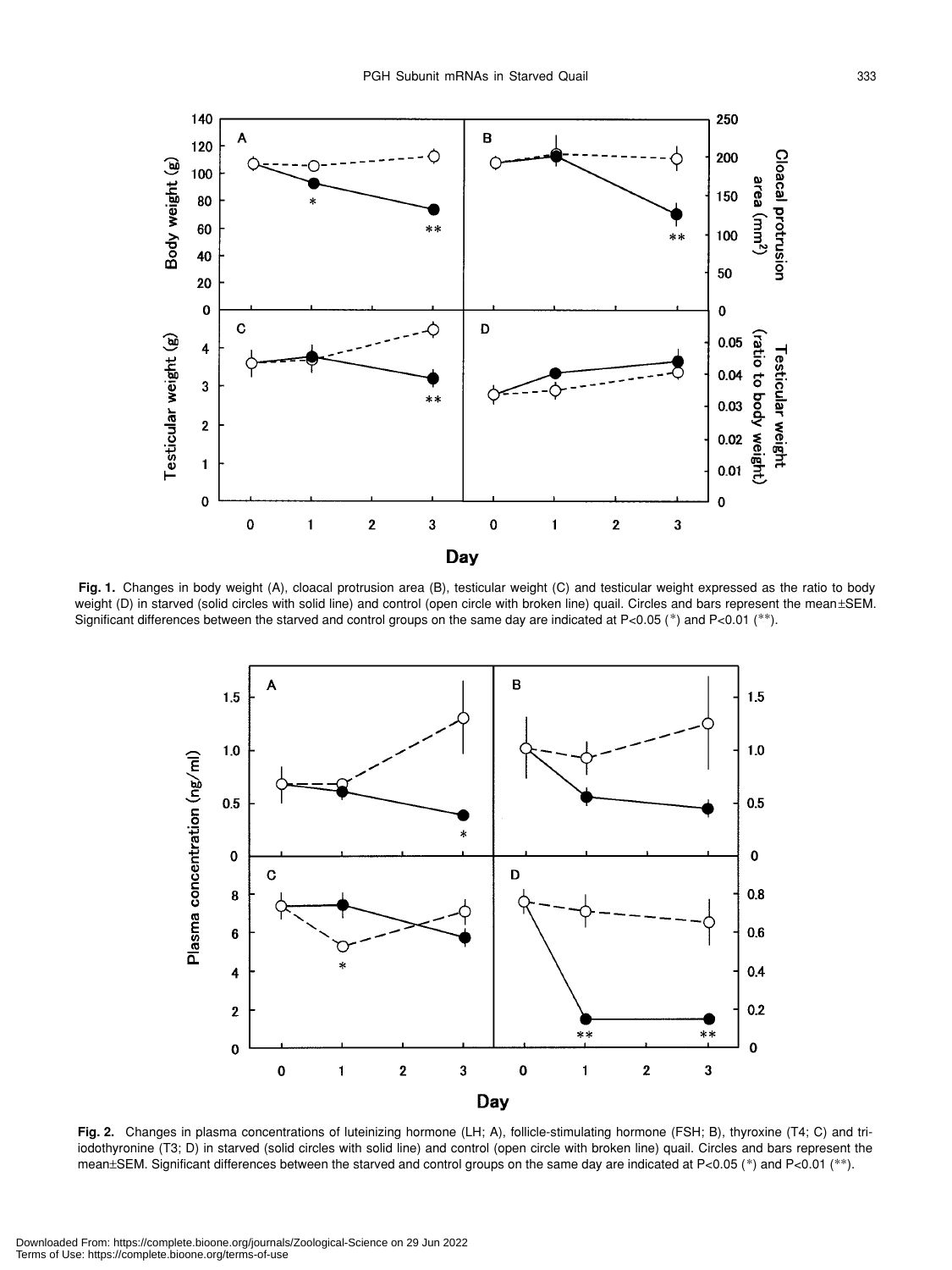**Fig. 1.** Changes in body weight (A), cloacal protrusion area (B), testicular weight (C) and testicular weight expressed as the ratio to body weight (D) in starved (solid circles with solid line) and control (open circle with broken line) quail. Circles and bars represent the mean±SEM. Significant differences between the starved and control groups on the same day are indicated at P<0.05 (*) and P<0.01 (**).

**Fig. 2.** Changes in plasma concentrations of luteinizing hormone (LH; A), follicle-stimulating hormone (FSH; B), thyroxine (T4; C) and tri-iodothyronine (T3; D) in starved (solid circles with solid line) and control (open circle with broken line) quail. Circles and bars represent the mean±SEM. Significant differences between the starved and control groups on the same day are indicated at P<0.05 (*) and P<0.01 (**).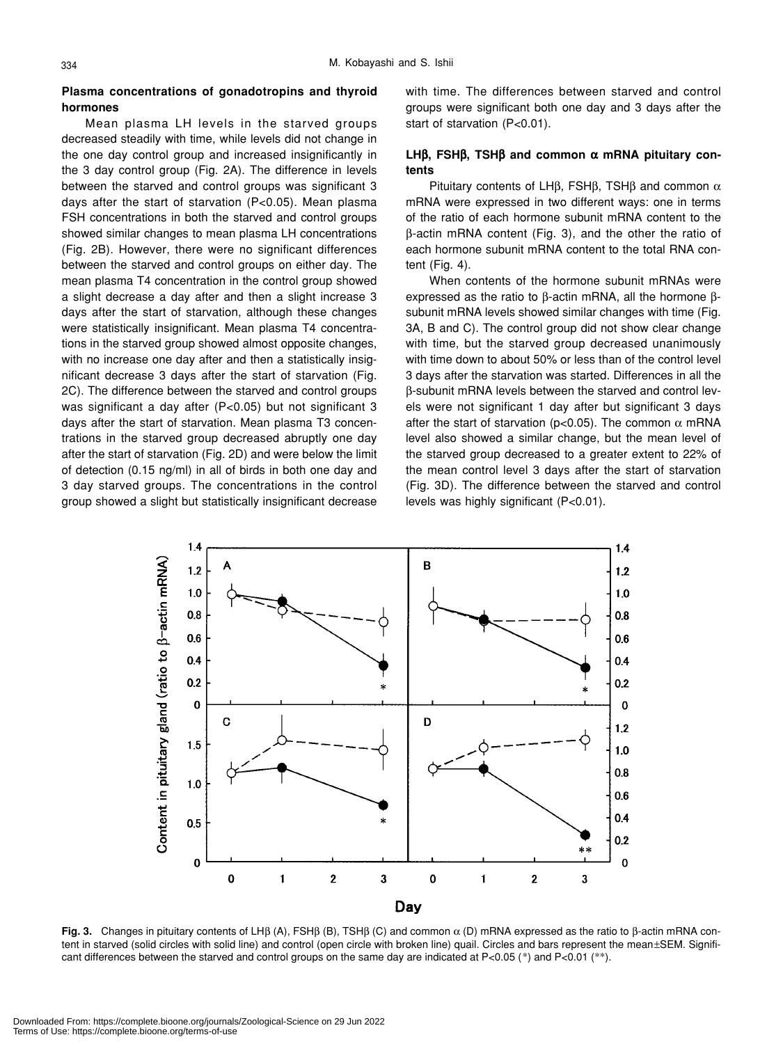### Plasma concentrations of gonadotropins and thyroid hormones

Mean plasma LH levels in the starved groups decreased steadily with time, while levels did not change in the one day control group and increased insignificantly in the 3 day control group (Fig. 2A). The difference in levels between the starved and control groups was significant 3 days after the start of starvation ($P<0.05$). Mean plasma FSH concentrations in both the starved and control groups showed similar changes to mean plasma LH concentrations (Fig. 2B). However, there were no significant differences between the starved and control groups on either day. The mean plasma T4 concentration in the control group showed a slight decrease a day after and then a slight increase 3 days after the start of starvation, although these changes were statistically insignificant. Mean plasma T4 concentrations in the starved group showed almost opposite changes, with no increase one day after and then a statistically insignificant decrease 3 days after the start of starvation (Fig. 2C). The difference between the starved and control groups was significant a day after ($P<0.05$) but not significant 3 days after the start of starvation. Mean plasma T3 concentrations in the starved group decreased abruptly one day after the start of starvation (Fig. 2D) and were below the limit of detection (0.15 ng/ml) in all of birds in both one day and 3 day starved groups. The concentrations in the control group showed a slight but statistically insignificant decrease with time. The differences between starved and control groups were significant both one day and 3 days after the start of starvation ($P<0.01$).

### LH$\beta$, FSH$\beta$, TSH$\beta$ and common $\alpha$ mRNA pituitary contents

Pituitary contents of LH$\beta$, FSH$\beta$, TSH$\beta$ and common $\alpha$ mRNA were expressed in two different ways: one in terms of the ratio of each hormone subunit mRNA content to the $\beta$-actin mRNA content (Fig. 3), and the other the ratio of each hormone subunit mRNA content to the total RNA content (Fig. 4).

When contents of the hormone subunit mRNAs were expressed as the ratio to $\beta$-actin mRNA, all the hormone $\beta$-subunit mRNA levels showed similar changes with time (Fig. 3A, B and C). The control group did not show clear change with time, but the starved group decreased unanimously with time down to about 50% or less than of the control level 3 days after the starvation was started. Differences in all the $\beta$-subunit mRNA levels between the starved and control levels were not significant 1 day after but significant 3 days after the start of starvation ($p<0.05$). The common $\alpha$ mRNA level also showed a similar change, but the mean level of the starved group decreased to a greater extent to 22% of the mean control level 3 days after the start of starvation (Fig. 3D). The difference between the starved and control levels was highly significant ($P<0.01$).

**Fig. 3.** Changes in pituitary contents of LH$\beta$ (A), FSH$\beta$ (B), TSH$\beta$ (C) and common $\alpha$ (D) mRNA expressed as the ratio to $\beta$-actin mRNA content in starved (solid circles with solid line) and control (open circle with broken line) quail. Circles and bars represent the mean±SEM. Significant differences between the starved and control groups on the same day are indicated at $P<0.05$ (*) and $P<0.01$ (**).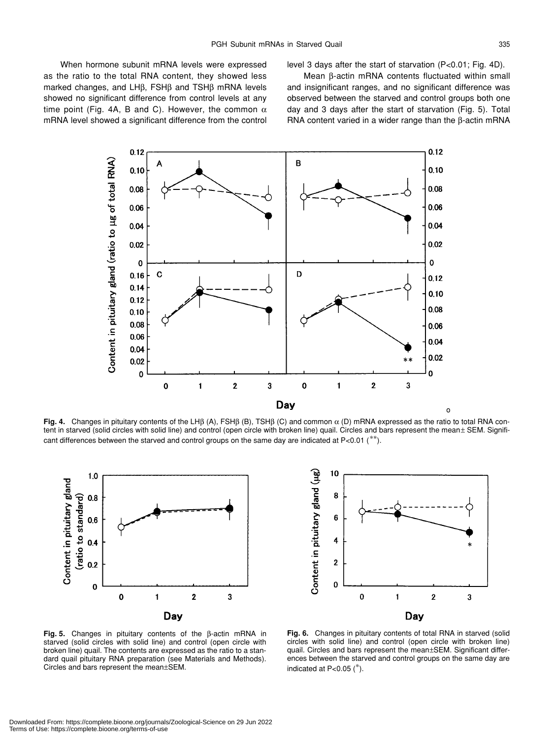When hormone subunit mRNA levels were expressed as the ratio to the total RNA content, they showed less marked changes, and LHβ, FSHβ and TSHβ mRNA levels showed no significant difference from control levels at any time point (Fig. 4A, B and C). However, the common α mRNA level showed a significant difference from the control level 3 days after the start of starvation ($P<0.01$; Fig. 4D).

Mean β-actin mRNA contents fluctuated within small and insignificant ranges, and no significant difference was observed between the starved and control groups both one day and 3 days after the start of starvation (Fig. 5). Total RNA content varied in a wider range than the β-actin mRNA

**Fig. 4.** Changes in pituitary contents of the LHβ (A), FSHβ (B), TSHβ (C) and common α (D) mRNA expressed as the ratio to total RNA content in starved (solid circles with solid line) and control (open circle with broken line) quail. Circles and bars represent the mean± SEM. Significant differences between the starved and control groups on the same day are indicated at $P<0.01$ (**).

**Fig. 5.** Changes in pituitary contents of the β-actin mRNA in starved (solid circles with solid line) and control (open circle with broken line) quail. The contents are expressed as the ratio to a standard quail pituitary RNA preparation (see Materials and Methods). Circles and bars represent the mean±SEM.

**Fig. 6.** Changes in pituitary contents of total RNA in starved (solid circles with solid line) and control (open circle with broken line) quail. Circles and bars represent the mean±SEM. Significant differences between the starved and control groups on the same day are indicated at $P<0.05$ (*).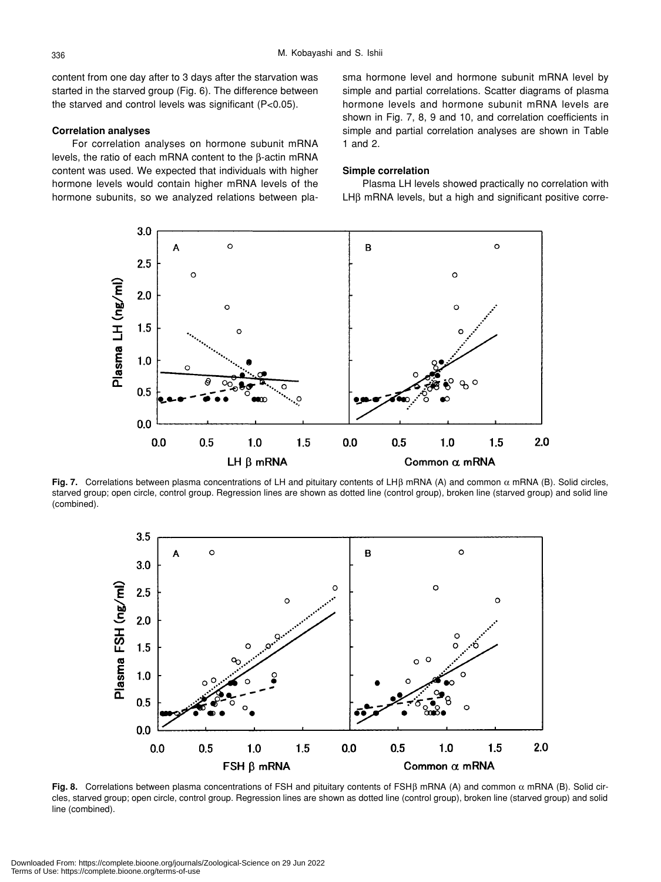content from one day after to 3 days after the starvation was started in the starved group (Fig. 6). The difference between the starved and control levels was significant (P<0.05).

### Correlation analyses

For correlation analyses on hormone subunit mRNA levels, the ratio of each mRNA content to the β-actin mRNA content was used. We expected that individuals with higher hormone levels would contain higher mRNA levels of the hormone subunits, so we analyzed relations between plasma hormone level and hormone subunit mRNA level by simple and partial correlations. Scatter diagrams of plasma hormone levels and hormone subunit mRNA levels are shown in Fig. 7, 8, 9 and 10, and correlation coefficients in simple and partial correlation analyses are shown in Table 1 and 2.

### Simple correlation

Plasma LH levels showed practically no correlation with LHβ mRNA levels, but a high and significant positive corre-

**Fig. 7.** Correlations between plasma concentrations of LH and pituitary contents of LHβ mRNA (A) and common α mRNA (B). Solid circles, starved group; open circle, control group. Regression lines are shown as dotted line (control group), broken line (starved group) and solid line (combined).

**Fig. 8.** Correlations between plasma concentrations of FSH and pituitary contents of FSHβ mRNA (A) and common α mRNA (B). Solid circles, starved group; open circle, control group. Regression lines are shown as dotted line (control group), broken line (starved group) and solid line (combined).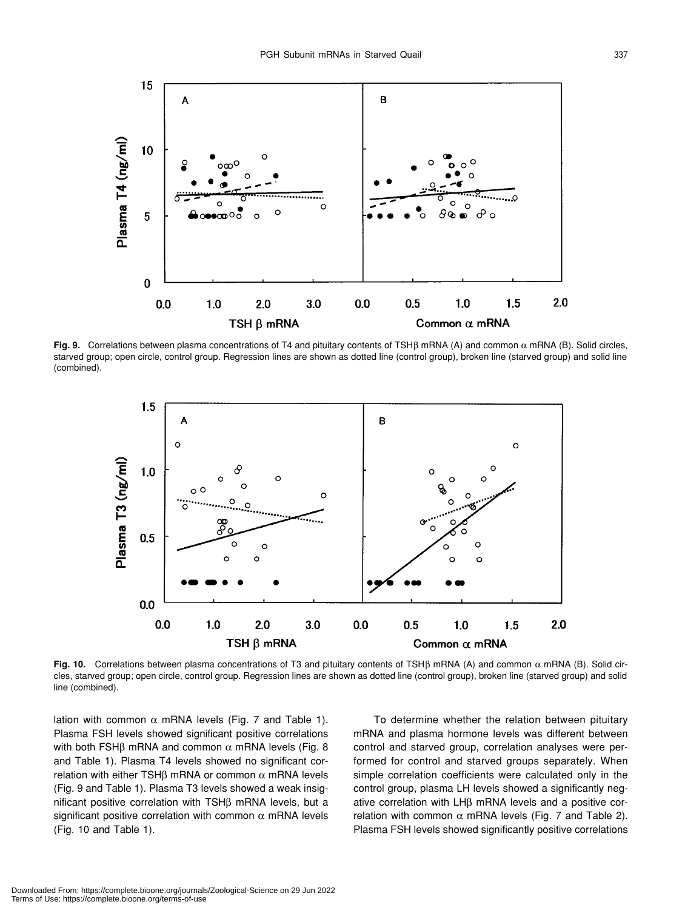**Fig. 9.** Correlations between plasma concentrations of T4 and pituitary contents of TSHβ mRNA (A) and common α mRNA (B). Solid circles, starved group; open circle, control group. Regression lines are shown as dotted line (control group), broken line (starved group) and solid line (combined).

**Fig. 10.** Correlations between plasma concentrations of T3 and pituitary contents of TSHβ mRNA (A) and common α mRNA (B). Solid circles, starved group; open circle, control group. Regression lines are shown as dotted line (control group), broken line (starved group) and solid line (combined).

lation with common α mRNA levels (Fig. 7 and Table 1). Plasma FSH levels showed significant positive correlations with both FSHβ mRNA and common α mRNA levels (Fig. 8 and Table 1). Plasma T4 levels showed no significant correlation with either TSHβ mRNA or common α mRNA levels (Fig. 9 and Table 1). Plasma T3 levels showed a weak insignificant positive correlation with TSHβ mRNA levels, but a significant positive correlation with common α mRNA levels (Fig. 10 and Table 1).

To determine whether the relation between pituitary mRNA and plasma hormone levels was different between control and starved group, correlation analyses were performed for control and starved groups separately. When simple correlation coefficients were calculated only in the control group, plasma LH levels showed a significantly negative correlation with LHβ mRNA levels and a positive correlation with common α mRNA levels (Fig. 7 and Table 2). Plasma FSH levels showed significantly positive correlations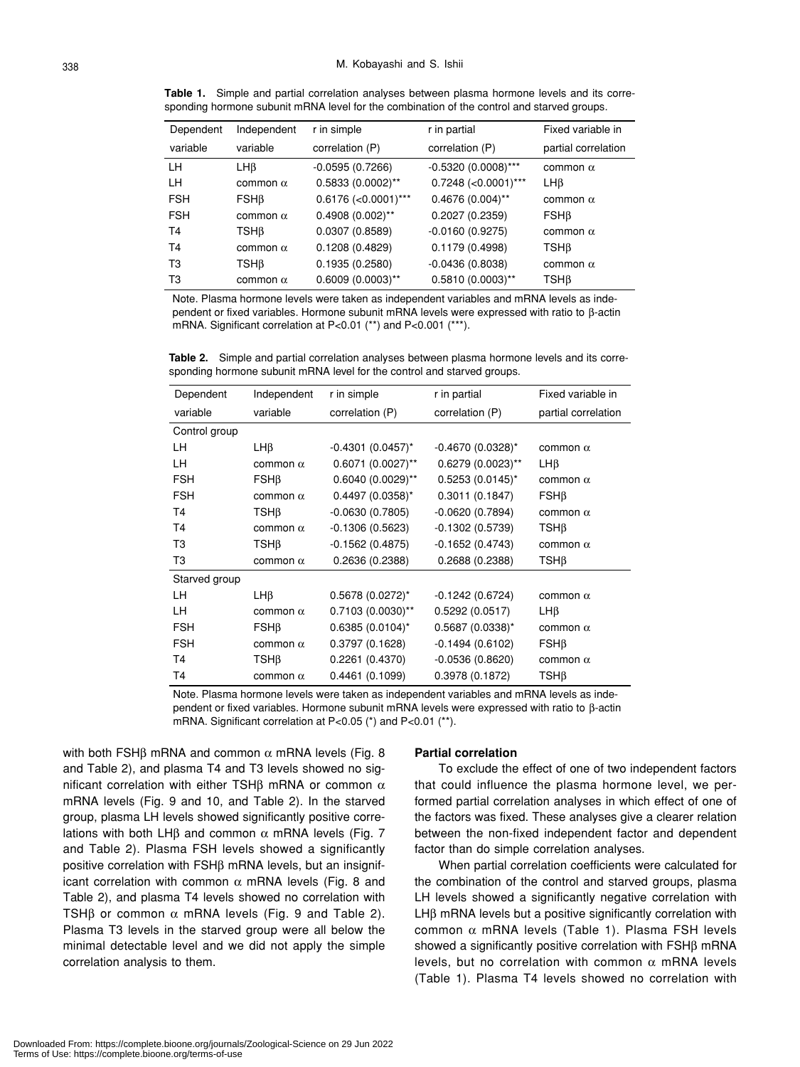**Table 1.** Simple and partial correlation analyses between plasma hormone levels and its corresponding hormone subunit mRNA level for the combination of the control and starved groups.

| Dependent variable | Independent variable | r in simple correlation (P) | r in partial correlation (P) | Fixed variable in partial correlation |
|---|---|---|---|---|
| LH | LHβ | -0.0595 (0.7266) | -0.5320 (0.0008)*** | common α |
| LH | common α | 0.5833 (0.0002)** | 0.7248 (<0.0001)*** | LHβ |
| FSH | FSHβ | 0.6176 (<0.0001)*** | 0.4676 (0.004)** | common α |
| FSH | common α | 0.4908 (0.002)** | 0.2027 (0.2359) | FSHβ |
| T4 | TSHβ | 0.0307 (0.8589) | -0.0160 (0.9275) | common α |
| T4 | common α | 0.1208 (0.4829) | 0.1179 (0.4998) | TSHβ |
| T3 | TSHβ | 0.1935 (0.2580) | -0.0436 (0.8038) | common α |
| T3 | common α | 0.6009 (0.0003)** | 0.5810 (0.0003)** | TSHβ |

Note. Plasma hormone levels were taken as independent variables and mRNA levels as independent or fixed variables. Hormone subunit mRNA levels were expressed with ratio to β-actin mRNA. Significant correlation at P<0.01 (**) and P<0.001 (***).

**Table 2.** Simple and partial correlation analyses between plasma hormone levels and its corresponding hormone subunit mRNA level for the control and starved groups.

| Dependent variable | Independent variable | r in simple correlation (P) | r in partial correlation (P) | Fixed variable in partial correlation |
|---|---|---|---|---|
| Control group | | | | |
| LH | LHβ | -0.4301 (0.0457)* | -0.4670 (0.0328)* | common α |
| LH | common α | 0.6071 (0.0027)** | 0.6279 (0.0023)** | LHβ |
| FSH | FSHβ | 0.6040 (0.0029)** | 0.5253 (0.0145)* | common α |
| FSH | common α | 0.4497 (0.0358)* | 0.3011 (0.1847) | FSHβ |
| T4 | TSHβ | -0.0630 (0.7805) | -0.0620 (0.7894) | common α |
| T4 | common α | -0.1306 (0.5623) | -0.1302 (0.5739) | TSHβ |
| T3 | TSHβ | -0.1562 (0.4875) | -0.1652 (0.4743) | common α |
| T3 | common α | 0.2636 (0.2388) | 0.2688 (0.2388) | TSHβ |
| Starved group | | | | |
| LH | LHβ | 0.5678 (0.0272)* | -0.1242 (0.6724) | common α |
| LH | common α | 0.7103 (0.0030)** | 0.5292 (0.0517) | LHβ |
| FSH | FSHβ | 0.6385 (0.0104)* | 0.5687 (0.0338)* | common α |
| FSH | common α | 0.3797 (0.1628) | -0.1494 (0.6102) | FSHβ |
| T4 | TSHβ | 0.2261 (0.4370) | -0.0536 (0.8620) | common α |
| T4 | common α | 0.4461 (0.1099) | 0.3978 (0.1872) | TSHβ |

Note. Plasma hormone levels were taken as independent variables and mRNA levels as independent or fixed variables. Hormone subunit mRNA levels were expressed with ratio to β-actin mRNA. Significant correlation at P<0.05 (*) and P<0.01 (**).

with both FSHβ mRNA and common α mRNA levels (Fig. 8 and Table 2), and plasma T4 and T3 levels showed no significant correlation with either TSHβ mRNA or common α mRNA levels (Fig. 9 and 10, and Table 2). In the starved group, plasma LH levels showed significantly positive correlations with both LHβ and common α mRNA levels (Fig. 7 and Table 2). Plasma FSH levels showed a significantly positive correlation with FSHβ mRNA levels, but an insignificant correlation with common α mRNA levels (Fig. 8 and Table 2), and plasma T4 levels showed no correlation with TSHβ or common α mRNA levels (Fig. 9 and Table 2). Plasma T3 levels in the starved group were all below the minimal detectable level and we did not apply the simple correlation analysis to them.

### Partial correlation

To exclude the effect of one of two independent factors that could influence the plasma hormone level, we performed partial correlation analyses in which effect of one of the factors was fixed. These analyses give a clearer relation between the non-fixed independent factor and dependent factor than do simple correlation analyses.

When partial correlation coefficients were calculated for the combination of the control and starved groups, plasma LH levels showed a significantly negative correlation with LHβ mRNA levels but a positive significantly correlation with common α mRNA levels (Table 1). Plasma FSH levels showed a significantly positive correlation with FSHβ mRNA levels, but no correlation with common α mRNA levels (Table 1). Plasma T4 levels showed no correlation with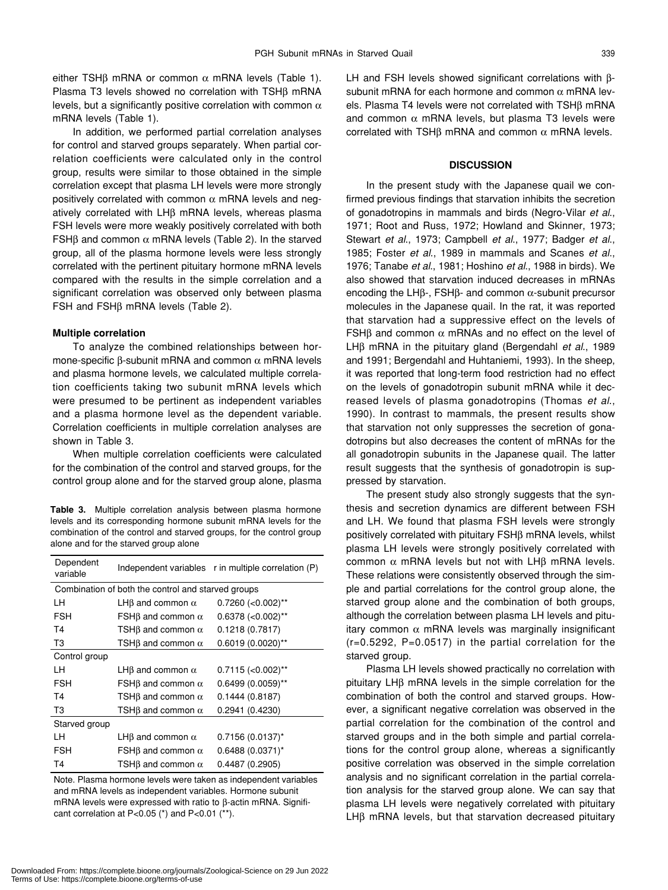either TSHβ mRNA or common α mRNA levels (Table 1). Plasma T3 levels showed no correlation with TSHβ mRNA levels, but a significantly positive correlation with common α mRNA levels (Table 1).

In addition, we performed partial correlation analyses for control and starved groups separately. When partial correlation coefficients were calculated only in the control group, results were similar to those obtained in the simple correlation except that plasma LH levels were more strongly positively correlated with common α mRNA levels and negatively correlated with LHβ mRNA levels, whereas plasma FSH levels were more weakly positively correlated with both FSHβ and common α mRNA levels (Table 2). In the starved group, all of the plasma hormone levels were less strongly correlated with the pertinent pituitary hormone mRNA levels compared with the results in the simple correlation and a significant correlation was observed only between plasma FSH and FSHβ mRNA levels (Table 2).

### Multiple correlation

To analyze the combined relationships between hormone-specific β-subunit mRNA and common α mRNA levels and plasma hormone levels, we calculated multiple correlation coefficients taking two subunit mRNA levels which were presumed to be pertinent as independent variables and a plasma hormone level as the dependent variable. Correlation coefficients in multiple correlation analyses are shown in Table 3.

When multiple correlation coefficients were calculated for the combination of the control and starved groups, for the control group alone and for the starved group alone, plasma LH and FSH levels showed significant correlations with β-subunit mRNA for each hormone and common α mRNA levels. Plasma T4 levels were not correlated with TSHβ mRNA and common α mRNA levels, but plasma T3 levels were correlated with TSHβ mRNA and common α mRNA levels.

**Table 3.** Multiple correlation analysis between plasma hormone levels and its corresponding hormone subunit mRNA levels for the combination of the control and starved groups, for the control group alone and for the starved group alone

| Dependent variable | Independent variables | r in multiple correlation (P) |
|---|---|---|
| Combination of both the control and starved groups | | |
| LH | LHβ and common α | 0.7260 (<0.002)** |
| FSH | FSHβ and common α | 0.6378 (<0.002)** |
| T4 | TSHβ and common α | 0.1218 (0.7817) |
| T3 | TSHβ and common α | 0.6019 (0.0020)** |
| Control group | | |
| LH | LHβ and common α | 0.7115 (<0.002)** |
| FSH | FSHβ and common α | 0.6499 (0.0059)** |
| T4 | TSHβ and common α | 0.1444 (0.8187) |
| T3 | TSHβ and common α | 0.2941 (0.4230) |
| Starved group | | |
| LH | LHβ and common α | 0.7156 (0.0137)* |
| FSH | FSHβ and common α | 0.6488 (0.0371)* |
| T4 | TSHβ and common α | 0.4487 (0.2905) |

Note. Plasma hormone levels were taken as independent variables and mRNA levels as independent variables. Hormone subunit mRNA levels were expressed with ratio to β-actin mRNA. Significant correlation at $P<0.05$ (*) and $P<0.01$ (**).

## DISCUSSION

In the present study with the Japanese quail we confirmed previous findings that starvation inhibits the secretion of gonadotropins in mammals and birds (Negro-Vilar *et al.*, 1971; Root and Russ, 1972; Howland and Skinner, 1973; Stewart *et al.*, 1973; Campbell *et al.*, 1977; Badger *et al.*, 1985; Foster *et al.*, 1989 in mammals and Scanes *et al.*, 1976; Tanabe *et al.*, 1981; Hoshino *et al.*, 1988 in birds). We also showed that starvation induced decreases in mRNAs encoding the LHβ-, FSHβ- and common α-subunit precursor molecules in the Japanese quail. In the rat, it was reported that starvation had a suppressive effect on the levels of FSHβ and common α mRNAs and no effect on the level of LHβ mRNA in the pituitary gland (Bergendahl *et al.*, 1989 and 1991; Bergendahl and Huhtaniemi, 1993). In the sheep, it was reported that long-term food restriction had no effect on the levels of gonadotropin subunit mRNA while it decreased levels of plasma gonadotropins (Thomas *et al.*, 1990). In contrast to mammals, the present results show that starvation not only suppresses the secretion of gonadotropins but also decreases the content of mRNAs for the all gonadotropin subunits in the Japanese quail. The latter result suggests that the synthesis of gonadotropin is suppressed by starvation.

The present study also strongly suggests that the synthesis and secretion dynamics are different between FSH and LH. We found that plasma FSH levels were strongly positively correlated with pituitary FSHβ mRNA levels, whilst plasma LH levels were strongly positively correlated with common α mRNA levels but not with LHβ mRNA levels. These relations were consistently observed through the simple and partial correlations for the control group alone, the starved group alone and the combination of both groups, although the correlation between plasma LH levels and pituitary common α mRNA levels was marginally insignificant ($r=0.5292$, $P=0.0517$) in the partial correlation for the starved group.

Plasma LH levels showed practically no correlation with pituitary LHβ mRNA levels in the simple correlation for the combination of both the control and starved groups. However, a significant negative correlation was observed in the partial correlation for the combination of the control and starved groups and in the both simple and partial correlations for the control group alone, whereas a significantly positive correlation was observed in the simple correlation analysis and no significant correlation in the partial correlation analysis for the starved group alone. We can say that plasma LH levels were negatively correlated with pituitary LHβ mRNA levels, but that starvation decreased pituitary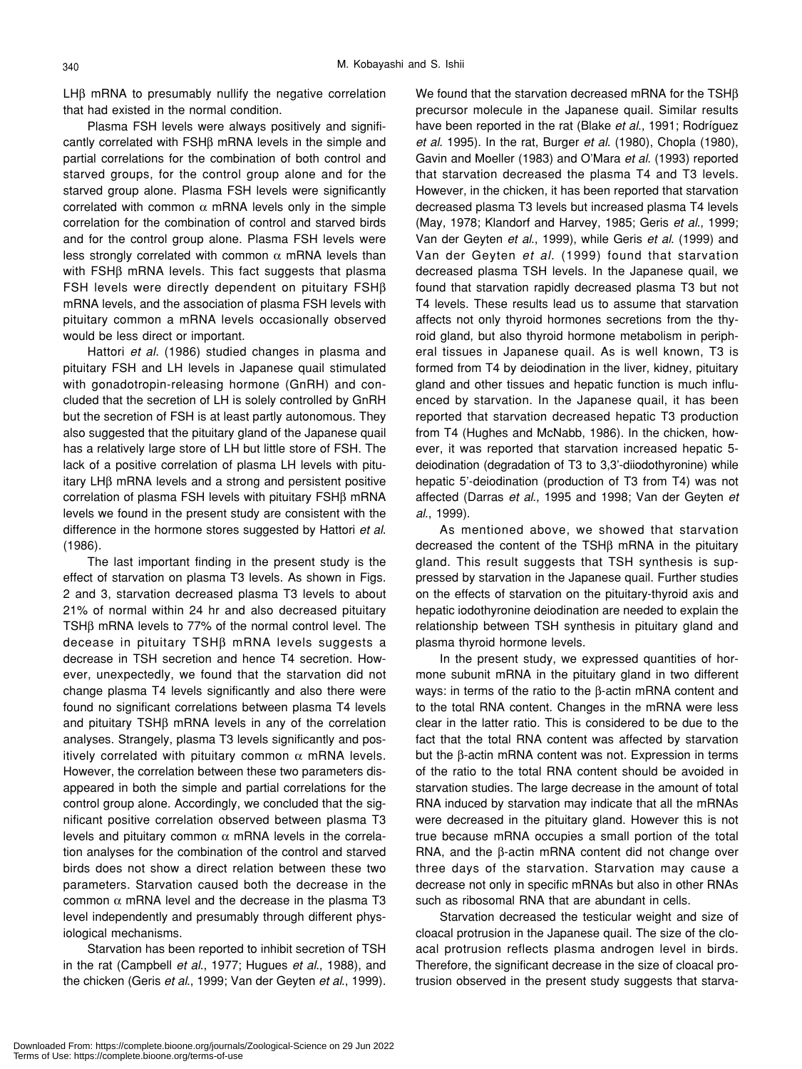LHβ mRNA to presumably nullify the negative correlation that had existed in the normal condition.

Plasma FSH levels were always positively and significantly correlated with FSHβ mRNA levels in the simple and partial correlations for the combination of both control and starved groups, for the control group alone and for the starved group alone. Plasma FSH levels were significantly correlated with common α mRNA levels only in the simple correlation for the combination of control and starved birds and for the control group alone. Plasma FSH levels were less strongly correlated with common α mRNA levels than with FSHβ mRNA levels. This fact suggests that plasma FSH levels were directly dependent on pituitary FSHβ mRNA levels, and the association of plasma FSH levels with pituitary common a mRNA levels occasionally observed would be less direct or important.

Hattori *et al*. (1986) studied changes in plasma and pituitary FSH and LH levels in Japanese quail stimulated with gonadotropin-releasing hormone (GnRH) and concluded that the secretion of LH is solely controlled by GnRH but the secretion of FSH is at least partly autonomous. They also suggested that the pituitary gland of the Japanese quail has a relatively large store of LH but little store of FSH. The lack of a positive correlation of plasma LH levels with pituitary LHβ mRNA levels and a strong and persistent positive correlation of plasma FSH levels with pituitary FSHβ mRNA levels we found in the present study are consistent with the difference in the hormone stores suggested by Hattori *et al*. (1986).

The last important finding in the present study is the effect of starvation on plasma T3 levels. As shown in Figs. 2 and 3, starvation decreased plasma T3 levels to about 21% of normal within 24 hr and also decreased pituitary TSHβ mRNA levels to 77% of the normal control level. The decease in pituitary TSHβ mRNA levels suggests a decrease in TSH secretion and hence T4 secretion. However, unexpectedly, we found that the starvation did not change plasma T4 levels significantly and also there were found no significant correlations between plasma T4 levels and pituitary TSHβ mRNA levels in any of the correlation analyses. Strangely, plasma T3 levels significantly and positively correlated with pituitary common α mRNA levels. However, the correlation between these two parameters disappeared in both the simple and partial correlations for the control group alone. Accordingly, we concluded that the significant positive correlation observed between plasma T3 levels and pituitary common α mRNA levels in the correlation analyses for the combination of the control and starved birds does not show a direct relation between these two parameters. Starvation caused both the decrease in the common α mRNA level and the decrease in the plasma T3 level independently and presumably through different physiological mechanisms.

Starvation has been reported to inhibit secretion of TSH in the rat (Campbell *et al*., 1977; Hugues *et al*., 1988), and the chicken (Geris *et al*., 1999; Van der Geyten *et al*., 1999). We found that the starvation decreased mRNA for the TSHβ precursor molecule in the Japanese quail. Similar results have been reported in the rat (Blake *et al*., 1991; Rodríguez *et al*. 1995). In the rat, Burger *et al*. (1980), Chopla (1980), Gavin and Moeller (1983) and O'Mara *et al*. (1993) reported that starvation decreased the plasma T4 and T3 levels. However, in the chicken, it has been reported that starvation decreased plasma T3 levels but increased plasma T4 levels (May, 1978; Klandorf and Harvey, 1985; Geris *et al*., 1999; Van der Geyten *et al*., 1999), while Geris *et al*. (1999) and Van der Geyten *et al*. (1999) found that starvation decreased plasma TSH levels. In the Japanese quail, we found that starvation rapidly decreased plasma T3 but not T4 levels. These results lead us to assume that starvation affects not only thyroid hormones secretions from the thyroid gland, but also thyroid hormone metabolism in peripheral tissues in Japanese quail. As is well known, T3 is formed from T4 by deiodination in the liver, kidney, pituitary gland and other tissues and hepatic function is much influenced by starvation. In the Japanese quail, it has been reported that starvation decreased hepatic T3 production from T4 (Hughes and McNabb, 1986). In the chicken, however, it was reported that starvation increased hepatic 5-deiodination (degradation of T3 to 3,3'-diiodothyronine) while hepatic 5'-deiodination (production of T3 from T4) was not affected (Darras *et al*., 1995 and 1998; Van der Geyten *et al*., 1999).

As mentioned above, we showed that starvation decreased the content of the TSHβ mRNA in the pituitary gland. This result suggests that TSH synthesis is suppressed by starvation in the Japanese quail. Further studies on the effects of starvation on the pituitary-thyroid axis and hepatic iodothyronine deiodination are needed to explain the relationship between TSH synthesis in pituitary gland and plasma thyroid hormone levels.

In the present study, we expressed quantities of hormone subunit mRNA in the pituitary gland in two different ways: in terms of the ratio to the β-actin mRNA content and to the total RNA content. Changes in the mRNA were less clear in the latter ratio. This is considered to be due to the fact that the total RNA content was affected by starvation but the β-actin mRNA content was not. Expression in terms of the ratio to the total RNA content should be avoided in starvation studies. The large decrease in the amount of total RNA induced by starvation may indicate that all the mRNAs were decreased in the pituitary gland. However this is not true because mRNA occupies a small portion of the total RNA, and the β-actin mRNA content did not change over three days of the starvation. Starvation may cause a decrease not only in specific mRNAs but also in other RNAs such as ribosomal RNA that are abundant in cells.

Starvation decreased the testicular weight and size of cloacal protrusion in the Japanese quail. The size of the cloacal protrusion reflects plasma androgen level in birds. Therefore, the significant decrease in the size of cloacal protrusion observed in the present study suggests that starva-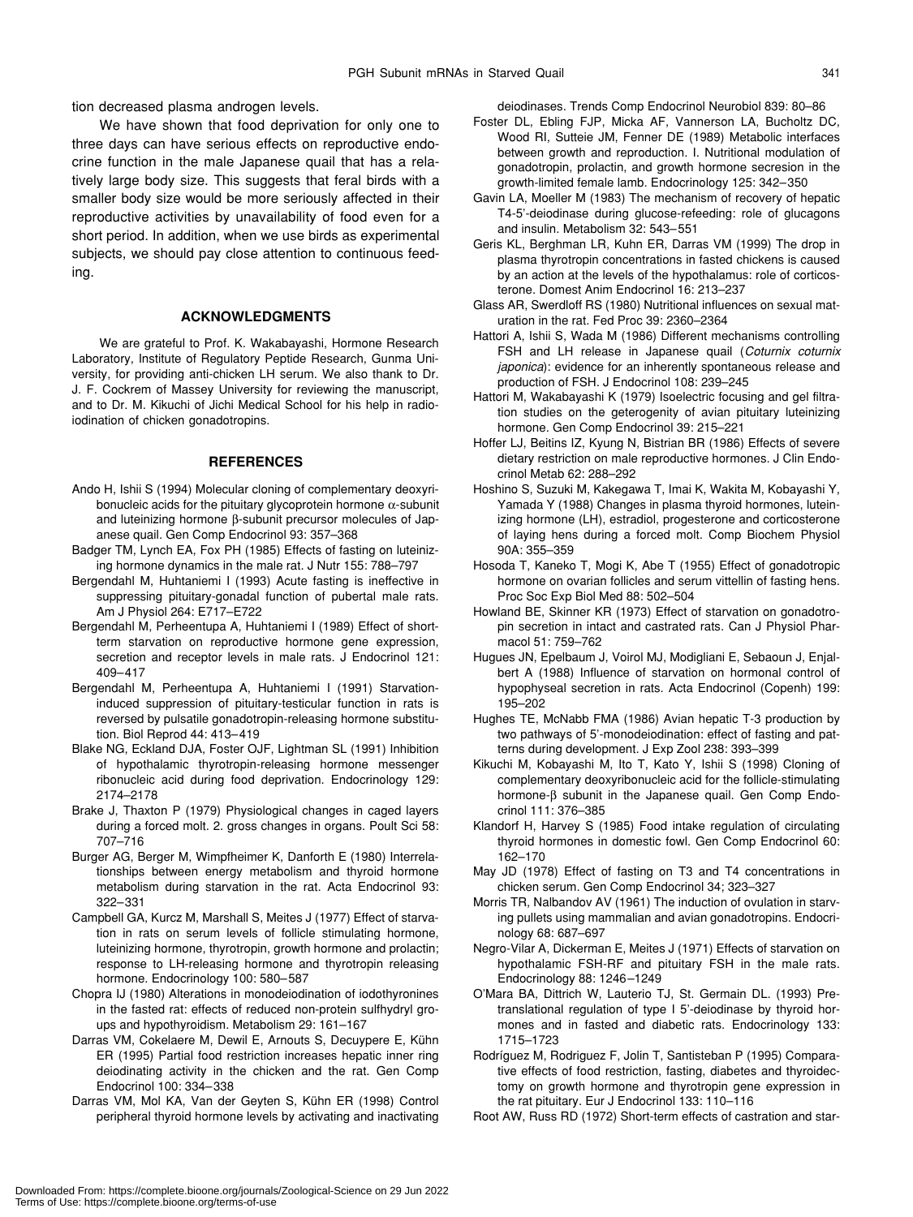tion decreased plasma androgen levels.

We have shown that food deprivation for only one to three days can have serious effects on reproductive endocrine function in the male Japanese quail that has a relatively large body size. This suggests that feral birds with a smaller body size would be more seriously affected in their reproductive activities by unavailability of food even for a short period. In addition, when we use birds as experimental subjects, we should pay close attention to continuous feeding.

## ACKNOWLEDGMENTS

We are grateful to Prof. K. Wakabayashi, Hormone Research Laboratory, Institute of Regulatory Peptide Research, Gunma University, for providing anti-chicken LH serum. We also thank to Dr. J. F. Cockrem of Massey University for reviewing the manuscript, and to Dr. M. Kikuchi of Jichi Medical School for his help in radioiodination of chicken gonadotropins.

## REFERENCES

Ando H, Ishii S (1994) Molecular cloning of complementary deoxyribonucleic acids for the pituitary glycoprotein hormone α-subunit and luteinizing hormone β-subunit precursor molecules of Japanese quail. Gen Comp Endocrinol 93: 357–368

Badger TM, Lynch EA, Fox PH (1985) Effects of fasting on luteinizing hormone dynamics in the male rat. J Nutr 155: 788–797

Bergendahl M, Huhtaniemi I (1993) Acute fasting is ineffective in suppressing pituitary-gonadal function of pubertal male rats. Am J Physiol 264: E717–E722

Bergendahl M, Perheentupa A, Huhtaniemi I (1989) Effect of short-term starvation on reproductive hormone gene expression, secretion and receptor levels in male rats. J Endocrinol 121: 409–417

Bergendahl M, Perheentupa A, Huhtaniemi I (1991) Starvation-induced suppression of pituitary-testicular function in rats is reversed by pulsatile gonadotropin-releasing hormone substitution. Biol Reprod 44: 413–419

Blake NG, Eckland DJA, Foster OJF, Lightman SL (1991) Inhibition of hypothalamic thyrotropin-releasing hormone messenger ribonucleic acid during food deprivation. Endocrinology 129: 2174–2178

Brake J, Thaxton P (1979) Physiological changes in caged layers during a forced molt. 2. gross changes in organs. Poult Sci 58: 707–716

Burger AG, Berger M, Wimpfheimer K, Danforth E (1980) Interrelationships between energy metabolism and thyroid hormone metabolism during starvation in the rat. Acta Endocrinol 93: 322–331

Campbell GA, Kurcz M, Marshall S, Meites J (1977) Effect of starvation in rats on serum levels of follicle stimulating hormone, luteinizing hormone, thyrotropin, growth hormone and prolactin; response to LH-releasing hormone and thyrotropin releasing hormone. Endocrinology 100: 580–587

Chopra IJ (1980) Alterations in monodeiodination of iodothyronines in the fasted rat: effects of reduced non-protein sulfhydryl groups and hypothyroidism. Metabolism 29: 161–167

Darras VM, Cokelaere M, Dewil E, Arnouts S, Decuypere E, Kühn ER (1995) Partial food restriction increases hepatic inner ring deiodinating activity in the chicken and the rat. Gen Comp Endocrinol 100: 334–338

Darras VM, Mol KA, Van der Geyten S, Kühn ER (1998) Control peripheral thyroid hormone levels by activating and inactivating deiodinases. Trends Comp Endocrinol Neurobiol 839: 80–86

Foster DL, Ebling FJP, Micka AF, Vannerson LA, Bucholtz DC, Wood RI, Sutteie JM, Fenner DE (1989) Metabolic interfaces between growth and reproduction. I. Nutritional modulation of gonadotropin, prolactin, and growth hormone secretion in the growth-limited female lamb. Endocrinology 125: 342–350

Gavin LA, Moeller M (1983) The mechanism of recovery of hepatic T4-5'-deiodinase during glucose-refeeding: role of glucagons and insulin. Metabolism 32: 543–551

Geris KL, Berghman LR, Kuhn ER, Darras VM (1999) The drop in plasma thyrotropin concentrations in fasted chickens is caused by an action at the levels of the hypothalamus: role of corticosterone. Domest Anim Endocrinol 16: 213–237

Glass AR, Swerdloff RS (1980) Nutritional influences on sexual maturation in the rat. Fed Proc 39: 2360–2364

Hattori A, Ishii S, Wada M (1986) Different mechanisms controlling FSH and LH release in Japanese quail (*Coturnix coturnix japonica*): evidence for an inherently spontaneous release and production of FSH. J Endocrinol 108: 239–245

Hattori M, Wakabayashi K (1979) Isoelectric focusing and gel filtration studies on the geterogenity of avian pituitary luteinizing hormone. Gen Comp Endocrinol 39: 215–221

Hoffer LJ, Beitins IZ, Kyung N, Bistrian BR (1986) Effects of severe dietary restriction on male reproductive hormones. J Clin Endocrinol Metab 62: 288–292

Hoshino S, Suzuki M, Kakegawa T, Imai K, Wakita M, Kobayashi Y, Yamada Y (1988) Changes in plasma thyroid hormones, luteinizing hormone (LH), estradiol, progesterone and corticosterone of laying hens during a forced molt. Comp Biochem Physiol 90A: 355–359

Hosoda T, Kaneko T, Mogi K, Abe T (1955) Effect of gonadotropic hormone on ovarian follicles and serum vittellin of fasting hens. Proc Soc Exp Biol Med 88: 502–504

Howland BE, Skinner KR (1973) Effect of starvation on gonadotropin secretion in intact and castrated rats. Can J Physiol Pharmacol 51: 759–762

Hugues JN, Epelbaum J, Voirol MJ, Modigliani E, Sebaoun J, Enjalbert A (1988) Influence of starvation on hormonal control of hypophyseal secretion in rats. Acta Endocrinol (Copenh) 199: 195–202

Hughes TE, McNabb FMA (1986) Avian hepatic T-3 production by two pathways of 5'-monodeiodination: effect of fasting and patterns during development. J Exp Zool 238: 393–399

Kikuchi M, Kobayashi M, Ito T, Kato Y, Ishii S (1998) Cloning of complementary deoxyribonucleic acid for the follicle-stimulating hormone-β subunit in the Japanese quail. Gen Comp Endocrinol 111: 376–385

Klandorf H, Harvey S (1985) Food intake regulation of circulating thyroid hormones in domestic fowl. Gen Comp Endocrinol 60: 162–170

May JD (1978) Effect of fasting on T3 and T4 concentrations in chicken serum. Gen Comp Endocrinol 34; 323–327

Morris TR, Nalbandov AV (1961) The induction of ovulation in starving pullets using mammalian and avian gonadotropins. Endocrinology 68: 687–697

Negro-Vilar A, Dickerman E, Meites J (1971) Effects of starvation on hypothalamic FSH-RF and pituitary FSH in the male rats. Endocrinology 88: 1246–1249

O'Mara BA, Dittrich W, Lauterio TJ, St. Germain DL. (1993) Pretranslational regulation of type I 5'-deiodinase by thyroid hormones and in fasted and diabetic rats. Endocrinology 133: 1715–1723

Rodríguez M, Rodriguez F, Jolin T, Santisteban P (1995) Comparative effects of food restriction, fasting, diabetes and thyroidectomy on growth hormone and thyrotropin gene expression in the rat pituitary. Eur J Endocrinol 133: 110–116

Root AW, Russ RD (1972) Short-term effects of castration and star-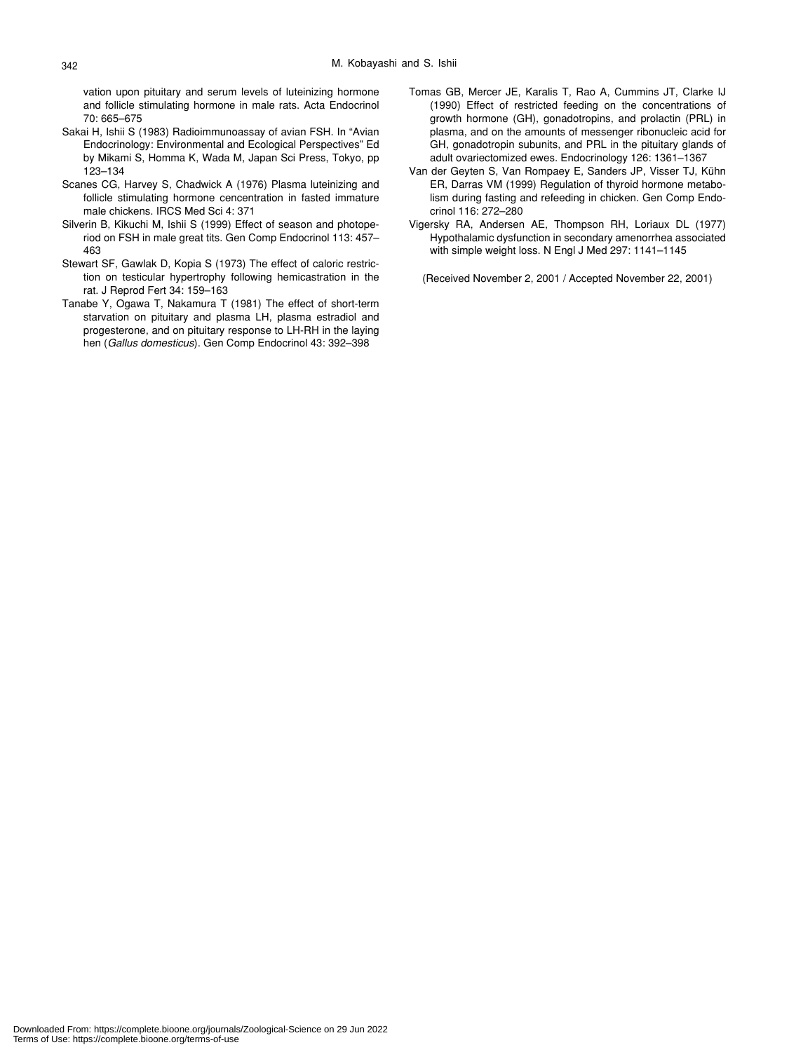vation upon pituitary and serum levels of luteinizing hormone and follicle stimulating hormone in male rats. Acta Endocrinol 70: 665–675

Sakai H, Ishii S (1983) Radioimmunoassay of avian FSH. In "Avian Endocrinology: Environmental and Ecological Perspectives" Ed by Mikami S, Homma K, Wada M, Japan Sci Press, Tokyo, pp 123–134

Scanes CG, Harvey S, Chadwick A (1976) Plasma luteinizing and follicle stimulating hormone cencentration in fasted immature male chickens. IRCS Med Sci 4: 371

Silverin B, Kikuchi M, Ishii S (1999) Effect of season and photoperiod on FSH in male great tits. Gen Comp Endocrinol 113: 457–463

Stewart SF, Gawlak D, Kopia S (1973) The effect of caloric restriction on testicular hypertrophy following hemicastration in the rat. J Reprod Fert 34: 159–163

Tanabe Y, Ogawa T, Nakamura T (1981) The effect of short-term starvation on pituitary and plasma LH, plasma estradiol and progesterone, and on pituitary response to LH-RH in the laying hen (*Gallus domesticus*). Gen Comp Endocrinol 43: 392–398

Tomas GB, Mercer JE, Karalis T, Rao A, Cummins JT, Clarke IJ (1990) Effect of restricted feeding on the concentrations of growth hormone (GH), gonadotropins, and prolactin (PRL) in plasma, and on the amounts of messenger ribonucleic acid for GH, gonadotropin subunits, and PRL in the pituitary glands of adult ovariectomized ewes. Endocrinology 126: 1361–1367

Van der Geyten S, Van Rompaey E, Sanders JP, Visser TJ, Kühn ER, Darras VM (1999) Regulation of thyroid hormone metabolism during fasting and refeeding in chicken. Gen Comp Endocrinol 116: 272–280

Vigersky RA, Andersen AE, Thompson RH, Loriaux DL (1977) Hypothalamic dysfunction in secondary amenorrhea associated with simple weight loss. N Engl J Med 297: 1141–1145

(Received November 2, 2001 / Accepted November 22, 2001)